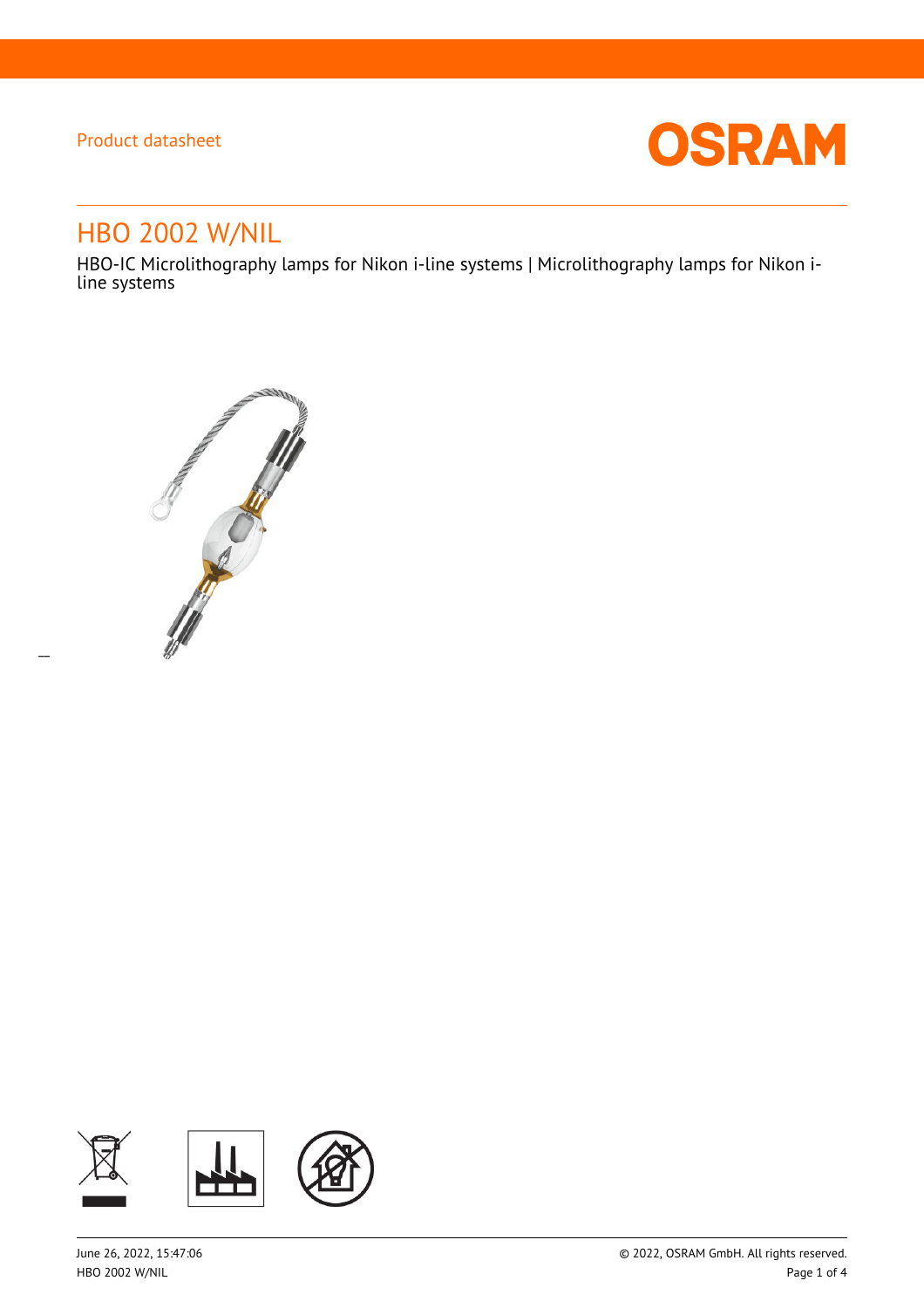Product datasheet

# HBO 2002 W/NIL

HBO-IC Microlithography lamps for Nikon i-line systems | Microlithography lamps for Nikon i-line systems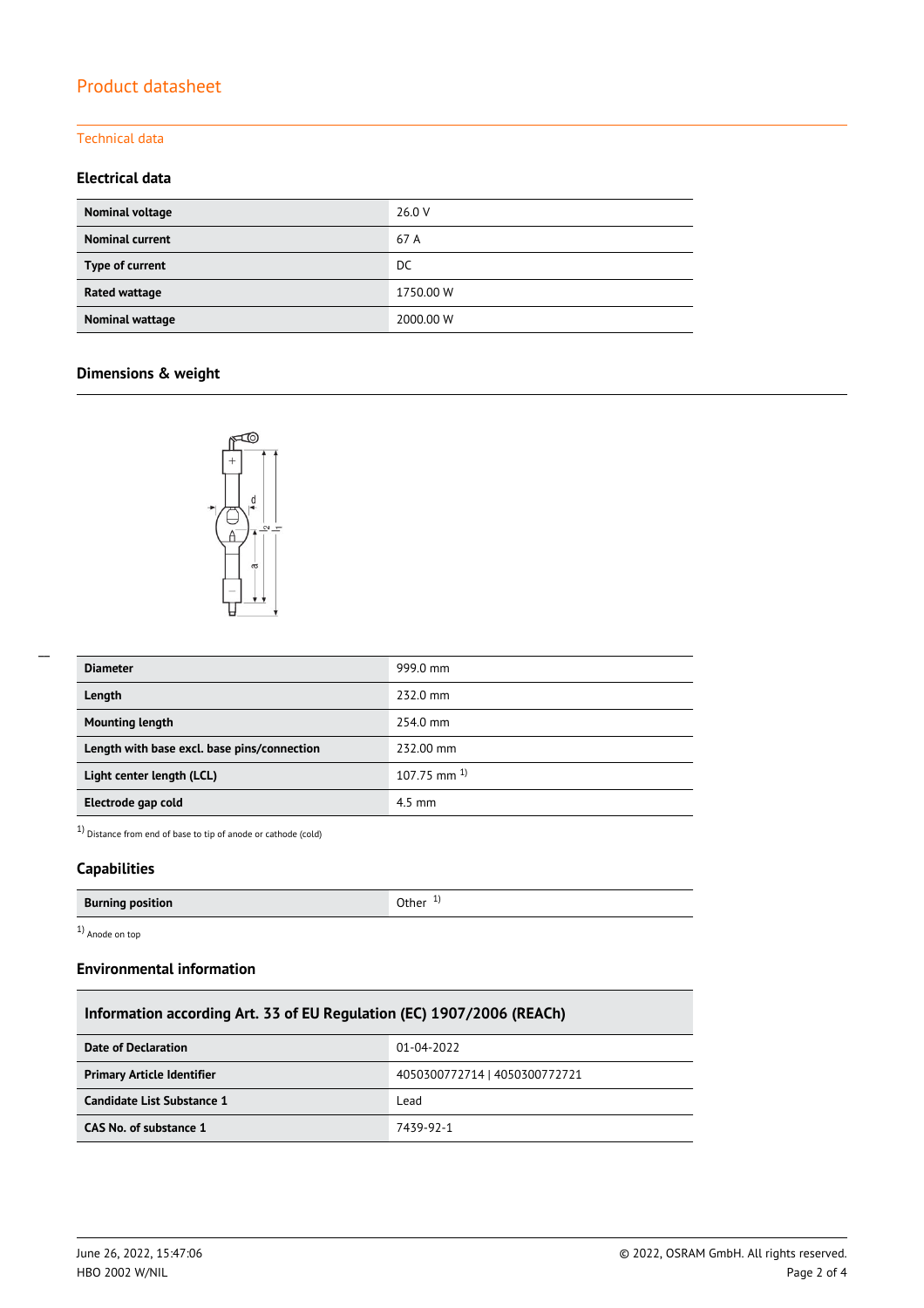# Product datasheet

## Technical data

### Electrical data

| | |
|---|---|
| **Nominal voltage** | 26.0 V |
| **Nominal current** | 67 A |
| **Type of current** | DC |
| **Rated wattage** | 1750.00 W |
| **Nominal wattage** | 2000.00 W |

### Dimensions & weight

| | |
|---|---|
| **Diameter** | 999.0 mm |
| **Length** | 232.0 mm |
| **Mounting length** | 254.0 mm |
| **Length with base excl. base pins/connection** | 232.00 mm |
| **Light center length (LCL)** | 107.75 mm [1] |
| **Electrode gap cold** | 4.5 mm |

[1] Distance from end of base to tip of anode or cathode (cold)

### Capabilities

| | |
|---|---|
| **Burning position** | Other [1] |

[1] Anode on top

### Environmental information

| Information according Art. 33 of EU Regulation (EC) 1907/2006 (REACh) | |
|---|---|
| **Date of Declaration** | 01-04-2022 |
| **Primary Article Identifier** | 4050300772714 \| 4050300772721 |
| **Candidate List Substance 1** | Lead |
| **CAS No. of substance 1** | 7439-92-1 |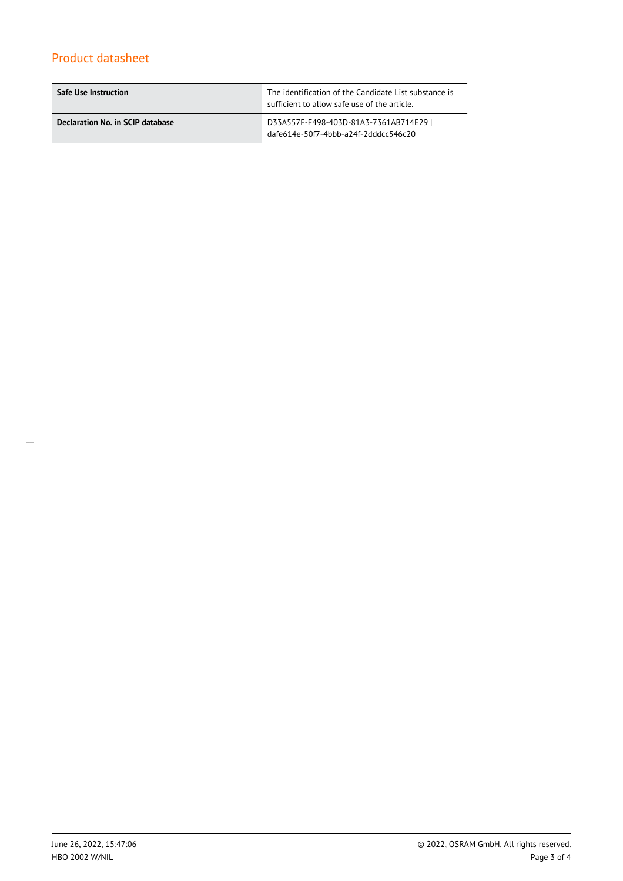## Product datasheet

| | |
|---|---|
| **Safe Use Instruction** | The identification of the Candidate List substance is sufficient to allow safe use of the article. |
| **Declaration No. in SCIP database** | D33A557F-F498-403D-81A3-7361AB714E29 \| dafe614e-50f7-4bbb-a24f-2dddcc546c20 |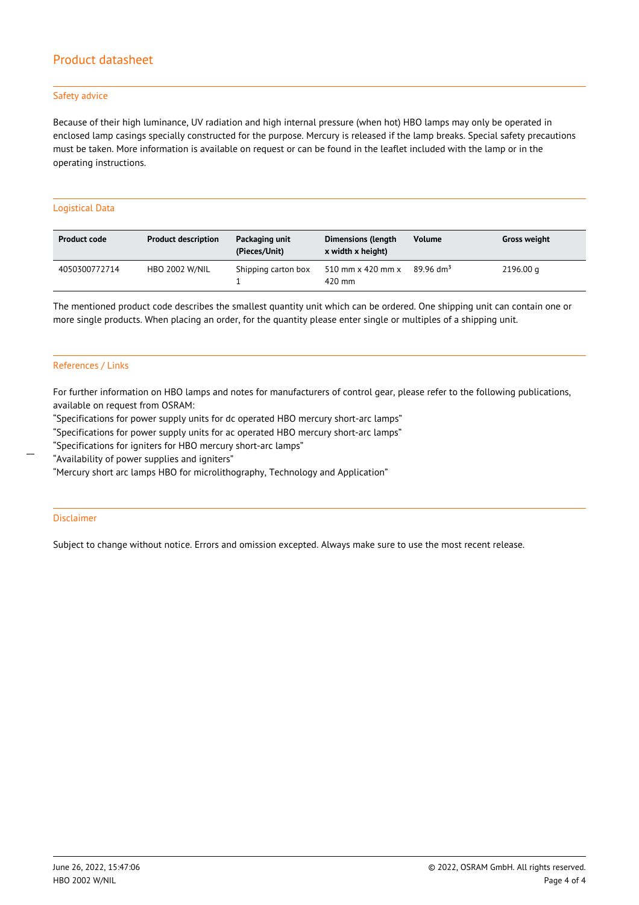# Product datasheet

## Safety advice

Because of their high luminance, UV radiation and high internal pressure (when hot) HBO lamps may only be operated in enclosed lamp casings specially constructed for the purpose. Mercury is released if the lamp breaks. Special safety precautions must be taken. More information is available on request or can be found in the leaflet included with the lamp or in the operating instructions.

## Logistical Data

| Product code | Product description | Packaging unit (Pieces/Unit) | Dimensions (length x width x height) | Volume | Gross weight |
|---|---|---|---|---|---|
| 4050300772714 | HBO 2002 W/NIL | Shipping carton box 1 | 510 mm x 420 mm x 420 mm | 89.96 $dm^3$ | 2196.00 g |

The mentioned product code describes the smallest quantity unit which can be ordered. One shipping unit can contain one or more single products. When placing an order, for the quantity please enter single or multiples of a shipping unit.

## References / Links

For further information on HBO lamps and notes for manufacturers of control gear, please refer to the following publications, available on request from OSRAM:
"Specifications for power supply units for dc operated HBO mercury short-arc lamps"
"Specifications for power supply units for ac operated HBO mercury short-arc lamps"
"Specifications for igniters for HBO mercury short-arc lamps"
"Availability of power supplies and igniters"
"Mercury short arc lamps HBO for microlithography, Technology and Application"

## Disclaimer

Subject to change without notice. Errors and omission excepted. Always make sure to use the most recent release.